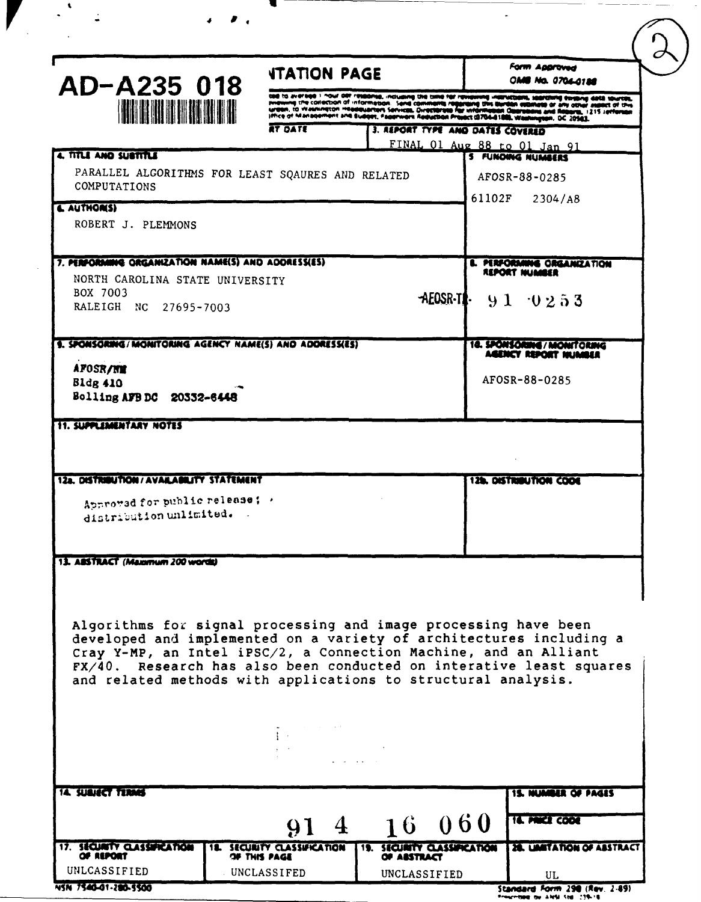(2)

**AD-A235 018**

**REPORT DOCUMENTATION PAGE**

*Form Approved*
*OMB No. 0704-0188*

...ted to average 1 hour per response, including the time for reviewing instructions, searching existing data sources, reviewing the collection of information. Send comments regarding this burden estimate or any other aspect of this burden, to Washington Headquarters Services, Directorate for Information Operations and Reports, 1215 Jefferson Office of Management and Budget, Paperwork Reduction Project (0704-0188), Washington, DC 20503.

**...RT DATE**

**3. REPORT TYPE AND DATES COVERED**
FINAL 01 Aug 88 to 01 Jan 91

**4. TITLE AND SUBTITLE**
PARALLEL ALGORITHMS FOR LEAST SQAURES AND RELATED COMPUTATIONS

**5. FUNDING NUMBERS**
AFOSR-88-0285
61102F 2304/A8

**6. AUTHOR(S)**
ROBERT J. PLEMMONS

**7. PERFORMING ORGANIZATION NAME(S) AND ADDRESS(ES)**
NORTH CAROLINA STATE UNIVERSITY
BOX 7003
RALEIGH NC 27695-7003

**8. PERFORMING ORGANIZATION REPORT NUMBER**
AEOSR-TR- 91 0253

**9. SPONSORING/MONITORING AGENCY NAME(S) AND ADDRESS(ES)**
AFOSR/NM
Bldg 410
Bolling AFB DC 20332-6448

**10. SPONSORING/MONITORING AGENCY REPORT NUMBER**
AFOSR-88-0285

**11. SUPPLEMENTARY NOTES**

**12a. DISTRIBUTION/AVAILABILITY STATEMENT**
Approved for public release; distribution unlimited.

**12b. DISTRIBUTION CODE**

**13. ABSTRACT** *(Maximum 200 words)*

Algorithms for signal processing and image processing have been developed and implemented on a variety of architectures including a Cray Y-MP, an Intel iPSC/2, a Connection Machine, and an Alliant FX/40. Research has also been conducted on interative least squares and related methods with applications to structural analysis.

**14. SUBJECT TERMS**

**15. NUMBER OF PAGES**

**16. PRICE CODE**

91 4 16 060

| 17. SECURITY CLASSIFICATION OF REPORT | 18. SECURITY CLASSIFICATION OF THIS PAGE | 19. SECURITY CLASSIFICATION OF ABSTRACT | 20. LIMITATION OF ABSTRACT |
|---|---|---|---|
| UNLCASSIFIED | UNCLASSIFED | UNCLASSIFIED | UL |

NSN 7540-01-280-5500

Standard Form 298 (Rev. 2-89)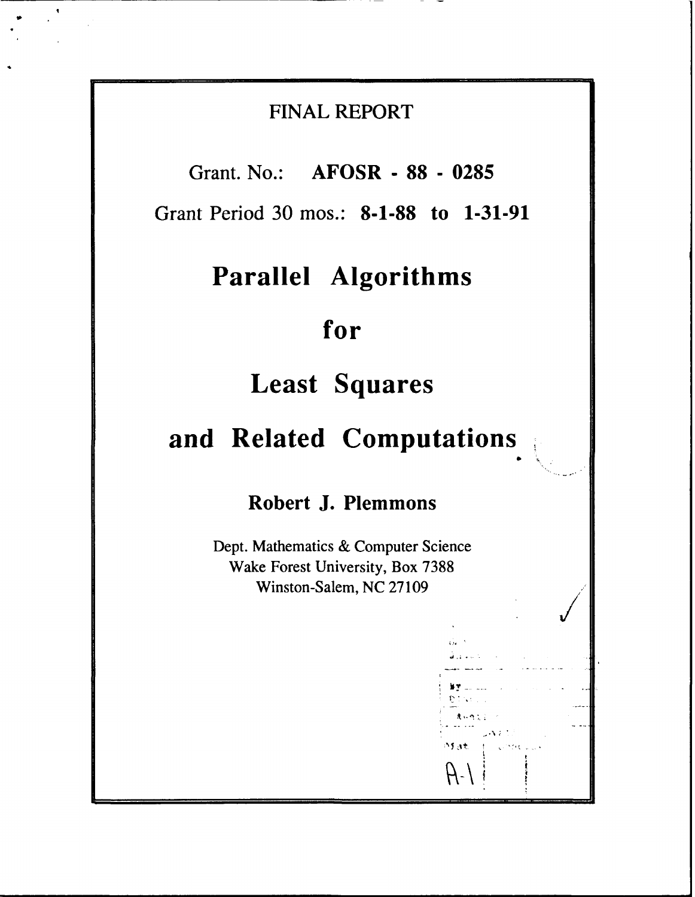FINAL REPORT

Grant. No.: **AFOSR - 88 - 0285**

Grant Period 30 mos.: **8-1-88 to 1-31-91**

# Parallel Algorithms for Least Squares and Related Computations

**Robert J. Plemmons**

Dept. Mathematics & Computer Science
Wake Forest University, Box 7388
Winston-Salem, NC 27109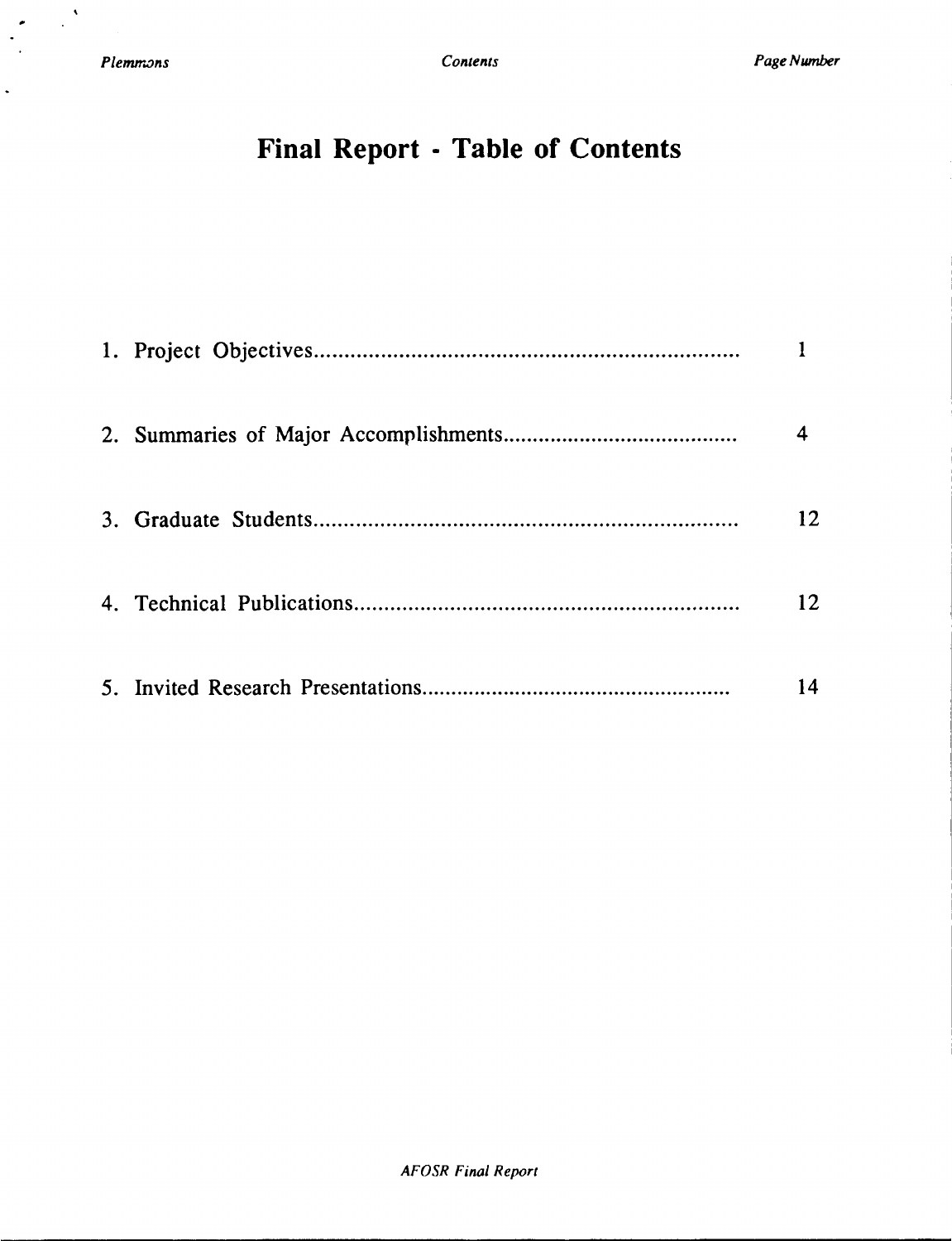# Final Report - Table of Contents

| | |
|---|---|
| 1. Project Objectives | 1 |
| 2. Summaries of Major Accomplishments | 4 |
| 3. Graduate Students | 12 |
| 4. Technical Publications | 12 |
| 5. Invited Research Presentations | 14 |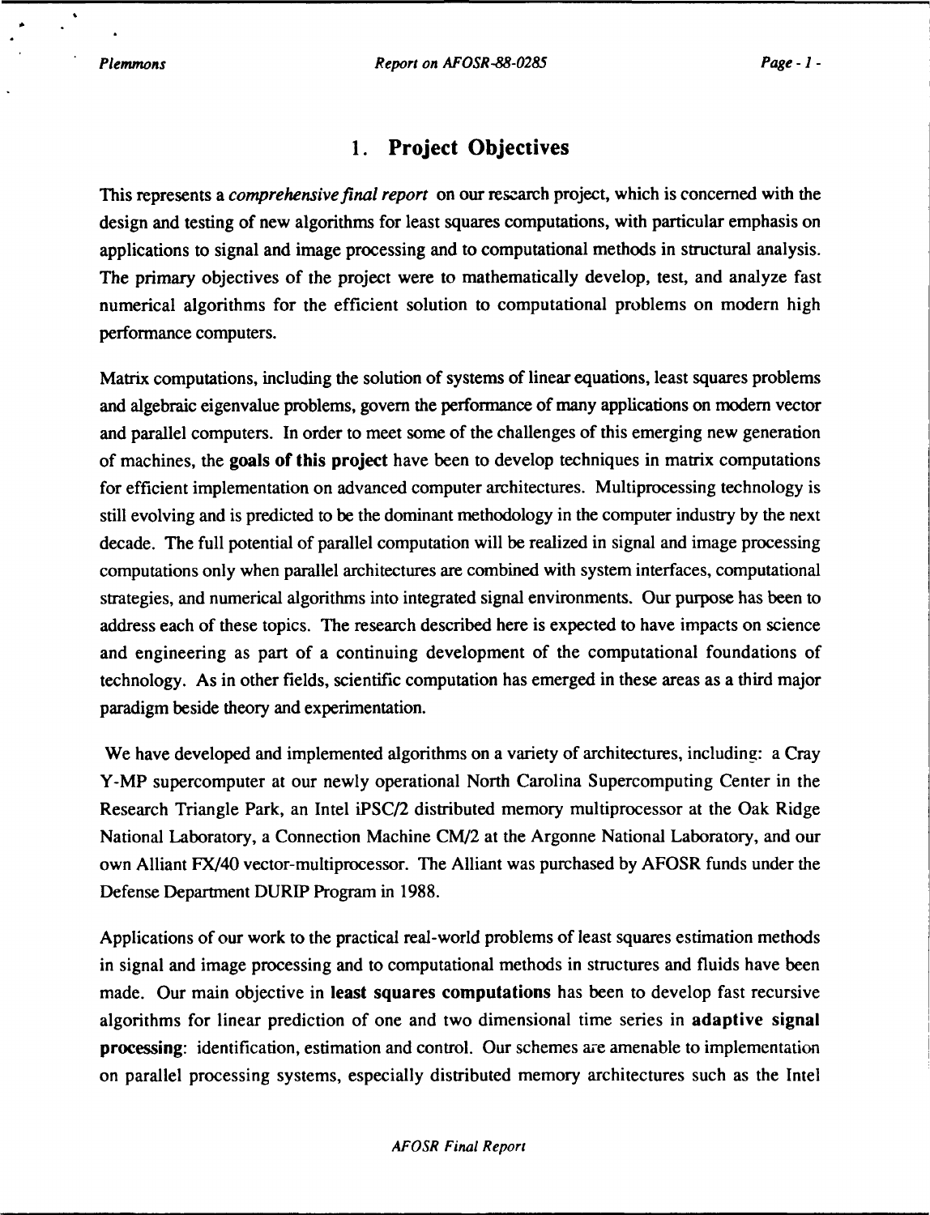# 1. Project Objectives

This represents a *comprehensive final report* on our research project, which is concerned with the design and testing of new algorithms for least squares computations, with particular emphasis on applications to signal and image processing and to computational methods in structural analysis. The primary objectives of the project were to mathematically develop, test, and analyze fast numerical algorithms for the efficient solution to computational problems on modern high performance computers.

Matrix computations, including the solution of systems of linear equations, least squares problems and algebraic eigenvalue problems, govern the performance of many applications on modern vector and parallel computers. In order to meet some of the challenges of this emerging new generation of machines, the **goals of this project** have been to develop techniques in matrix computations for efficient implementation on advanced computer architectures. Multiprocessing technology is still evolving and is predicted to be the dominant methodology in the computer industry by the next decade. The full potential of parallel computation will be realized in signal and image processing computations only when parallel architectures are combined with system interfaces, computational strategies, and numerical algorithms into integrated signal environments. Our purpose has been to address each of these topics. The research described here is expected to have impacts on science and engineering as part of a continuing development of the computational foundations of technology. As in other fields, scientific computation has emerged in these areas as a third major paradigm beside theory and experimentation.

We have developed and implemented algorithms on a variety of architectures, including: a Cray Y-MP supercomputer at our newly operational North Carolina Supercomputing Center in the Research Triangle Park, an Intel iPSC/2 distributed memory multiprocessor at the Oak Ridge National Laboratory, a Connection Machine CM/2 at the Argonne National Laboratory, and our own Alliant FX/40 vector-multiprocessor. The Alliant was purchased by AFOSR funds under the Defense Department DURIP Program in 1988.

Applications of our work to the practical real-world problems of least squares estimation methods in signal and image processing and to computational methods in structures and fluids have been made. Our main objective in **least squares computations** has been to develop fast recursive algorithms for linear prediction of one and two dimensional time series in **adaptive signal processing**: identification, estimation and control. Our schemes are amenable to implementation on parallel processing systems, especially distributed memory architectures such as the Intel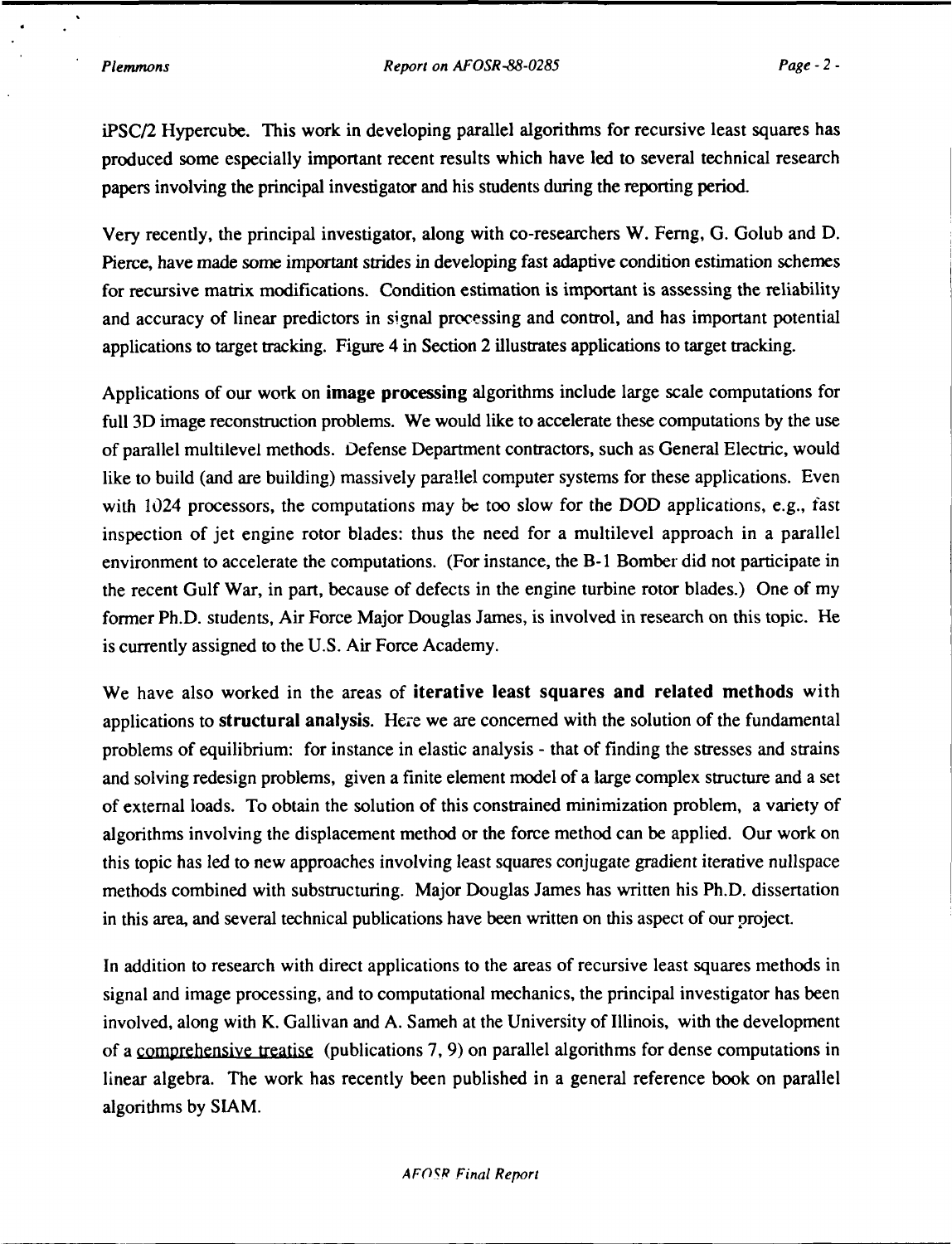iPSC/2 Hypercube. This work in developing parallel algorithms for recursive least squares has produced some especially important recent results which have led to several technical research papers involving the principal investigator and his students during the reporting period.

Very recently, the principal investigator, along with co-researchers W. Ferng, G. Golub and D. Pierce, have made some important strides in developing fast adaptive condition estimation schemes for recursive matrix modifications. Condition estimation is important is assessing the reliability and accuracy of linear predictors in signal processing and control, and has important potential applications to target tracking. Figure 4 in Section 2 illustrates applications to target tracking.

Applications of our work on **image processing** algorithms include large scale computations for full 3D image reconstruction problems. We would like to accelerate these computations by the use of parallel multilevel methods. Defense Department contractors, such as General Electric, would like to build (and are building) massively parallel computer systems for these applications. Even with 1024 processors, the computations may be too slow for the DOD applications, e.g., fast inspection of jet engine rotor blades: thus the need for a multilevel approach in a parallel environment to accelerate the computations. (For instance, the B-1 Bomber did not participate in the recent Gulf War, in part, because of defects in the engine turbine rotor blades.) One of my former Ph.D. students, Air Force Major Douglas James, is involved in research on this topic. He is currently assigned to the U.S. Air Force Academy.

We have also worked in the areas of **iterative least squares and related methods** with applications to **structural analysis**. Here we are concerned with the solution of the fundamental problems of equilibrium: for instance in elastic analysis - that of finding the stresses and strains and solving redesign problems, given a finite element model of a large complex structure and a set of external loads. To obtain the solution of this constrained minimization problem, a variety of algorithms involving the displacement method or the force method can be applied. Our work on this topic has led to new approaches involving least squares conjugate gradient iterative nullspace methods combined with substructuring. Major Douglas James has written his Ph.D. dissertation in this area, and several technical publications have been written on this aspect of our project.

In addition to research with direct applications to the areas of recursive least squares methods in signal and image processing, and to computational mechanics, the principal investigator has been involved, along with K. Gallivan and A. Sameh at the University of Illinois, with the development of a comprehensive treatise (publications 7, 9) on parallel algorithms for dense computations in linear algebra. The work has recently been published in a general reference book on parallel algorithms by SIAM.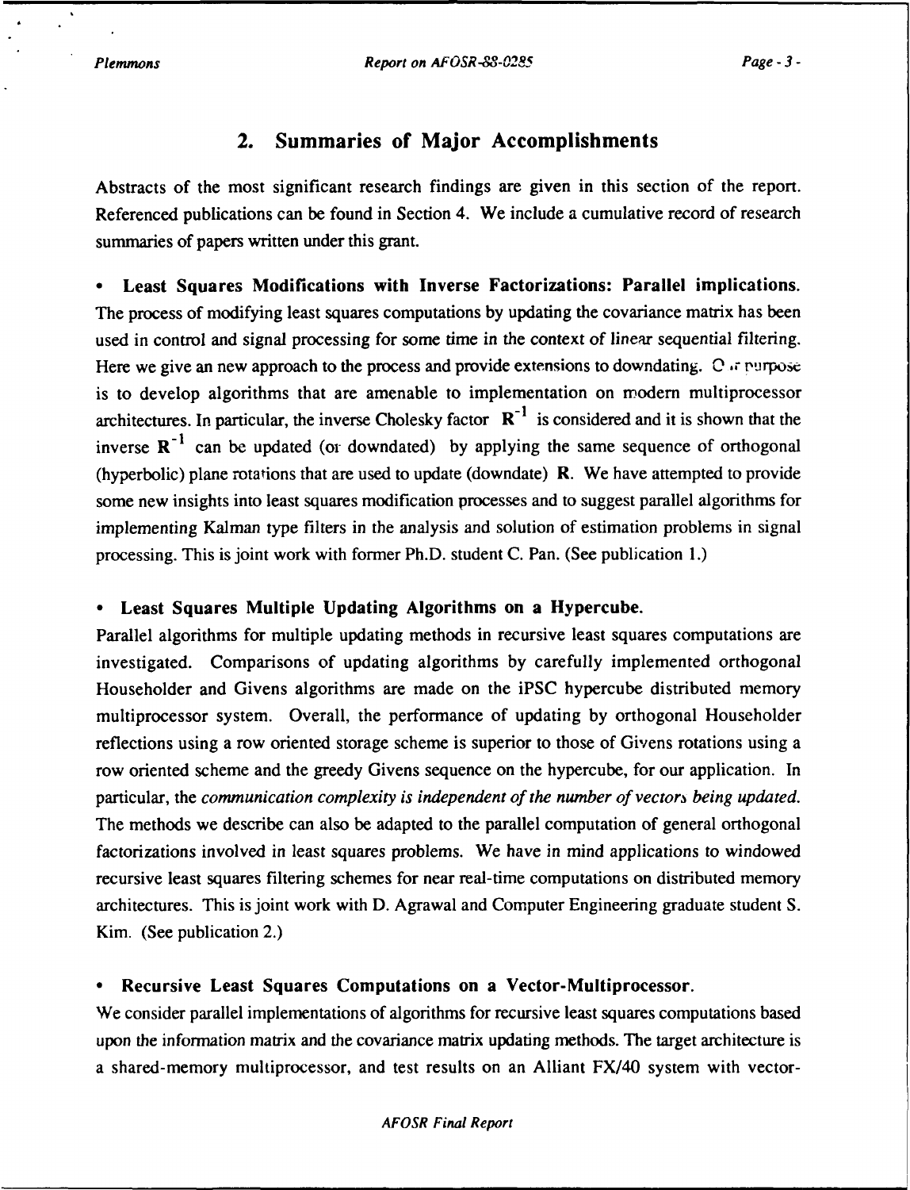## 2. Summaries of Major Accomplishments

Abstracts of the most significant research findings are given in this section of the report. Referenced publications can be found in Section 4. We include a cumulative record of research summaries of papers written under this grant.

- **Least Squares Modifications with Inverse Factorizations: Parallel implications.** The process of modifying least squares computations by updating the covariance matrix has been used in control and signal processing for some time in the context of linear sequential filtering. Here we give an new approach to the process and provide extensions to downdating. Our purpose is to develop algorithms that are amenable to implementation on modern multiprocessor architectures. In particular, the inverse Cholesky factor $\mathbf{R}^{-1}$ is considered and it is shown that the inverse $\mathbf{R}^{-1}$ can be updated (or downdated) by applying the same sequence of orthogonal (hyperbolic) plane rotations that are used to update (downdate) $\mathbf{R}$. We have attempted to provide some new insights into least squares modification processes and to suggest parallel algorithms for implementing Kalman type filters in the analysis and solution of estimation problems in signal processing. This is joint work with former Ph.D. student C. Pan. (See publication 1.)

- **Least Squares Multiple Updating Algorithms on a Hypercube.** Parallel algorithms for multiple updating methods in recursive least squares computations are investigated. Comparisons of updating algorithms by carefully implemented orthogonal Householder and Givens algorithms are made on the iPSC hypercube distributed memory multiprocessor system. Overall, the performance of updating by orthogonal Householder reflections using a row oriented storage scheme is superior to those of Givens rotations using a row oriented scheme and the greedy Givens sequence on the hypercube, for our application. In particular, the *communication complexity is independent of the number of vectors being updated.* The methods we describe can also be adapted to the parallel computation of general orthogonal factorizations involved in least squares problems. We have in mind applications to windowed recursive least squares filtering schemes for near real-time computations on distributed memory architectures. This is joint work with D. Agrawal and Computer Engineering graduate student S. Kim. (See publication 2.)

- **Recursive Least Squares Computations on a Vector-Multiprocessor.** We consider parallel implementations of algorithms for recursive least squares computations based upon the information matrix and the covariance matrix updating methods. The target architecture is a shared-memory multiprocessor, and test results on an Alliant FX/40 system with vector-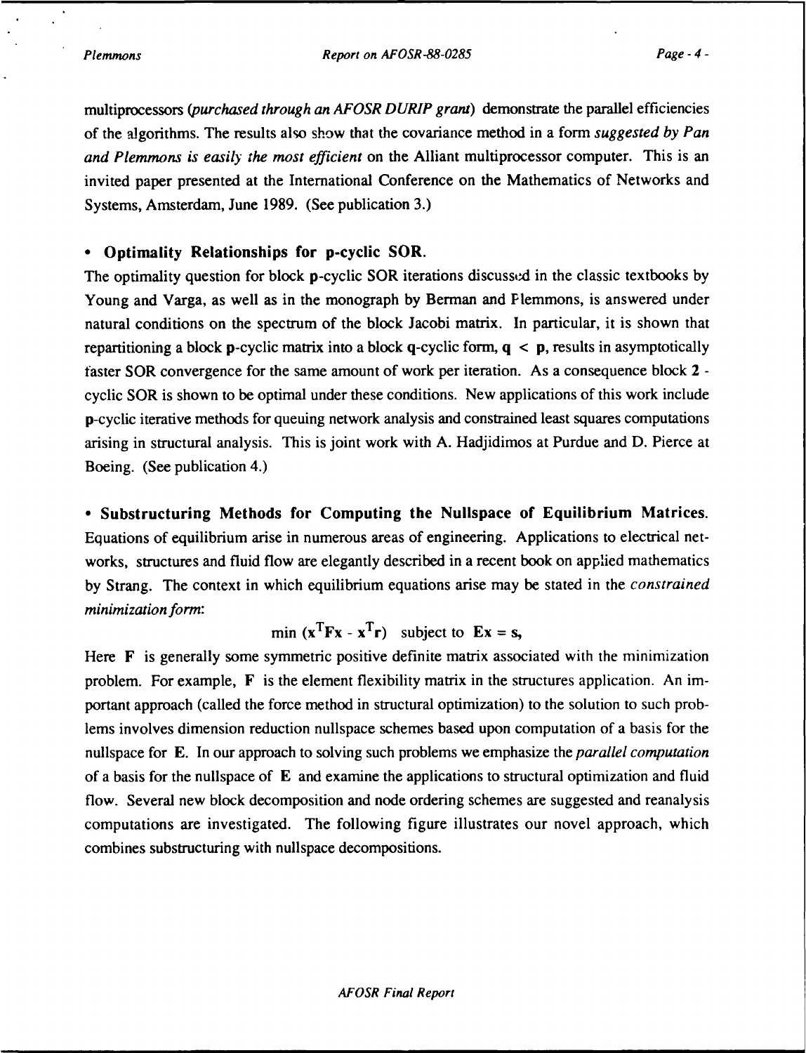multiprocessors (*purchased through an AFOSR DURIP grant*) demonstrate the parallel efficiencies of the algorithms. The results also show that the covariance method in a form *suggested by Pan and Plemmons is easily the most efficient* on the Alliant multiprocessor computer. This is an invited paper presented at the International Conference on the Mathematics of Networks and Systems, Amsterdam, June 1989. (See publication 3.)

- **Optimality Relationships for p-cyclic SOR.**

The optimality question for block **p**-cyclic SOR iterations discussed in the classic textbooks by Young and Varga, as well as in the monograph by Berman and Plemmons, is answered under natural conditions on the spectrum of the block Jacobi matrix. In particular, it is shown that repartitioning a block **p**-cyclic matrix into a block **q**-cyclic form, $\mathbf{q} < \mathbf{p}$, results in asymptotically faster SOR convergence for the same amount of work per iteration. As a consequence block **2**-cyclic SOR is shown to be optimal under these conditions. New applications of this work include **p**-cyclic iterative methods for queuing network analysis and constrained least squares computations arising in structural analysis. This is joint work with A. Hadjidimos at Purdue and D. Pierce at Boeing. (See publication 4.)

- **Substructuring Methods for Computing the Nullspace of Equilibrium Matrices.**

Equations of equilibrium arise in numerous areas of engineering. Applications to electrical networks, structures and fluid flow are elegantly described in a recent book on applied mathematics by Strang. The context in which equilibrium equations arise may be stated in the *constrained minimization form*:

$$\min\ (\mathbf{x}^T\mathbf{F}\mathbf{x} - \mathbf{x}^T\mathbf{r}) \quad \text{subject to} \quad \mathbf{E}\mathbf{x} = \mathbf{s},$$

Here $\mathbf{F}$ is generally some symmetric positive definite matrix associated with the minimization problem. For example, $\mathbf{F}$ is the element flexibility matrix in the structures application. An important approach (called the force method in structural optimization) to the solution to such problems involves dimension reduction nullspace schemes based upon computation of a basis for the nullspace for $\mathbf{E}$. In our approach to solving such problems we emphasize the *parallel computation* of a basis for the nullspace of $\mathbf{E}$ and examine the applications to structural optimization and fluid flow. Several new block decomposition and node ordering schemes are suggested and reanalysis computations are investigated. The following figure illustrates our novel approach, which combines substructuring with nullspace decompositions.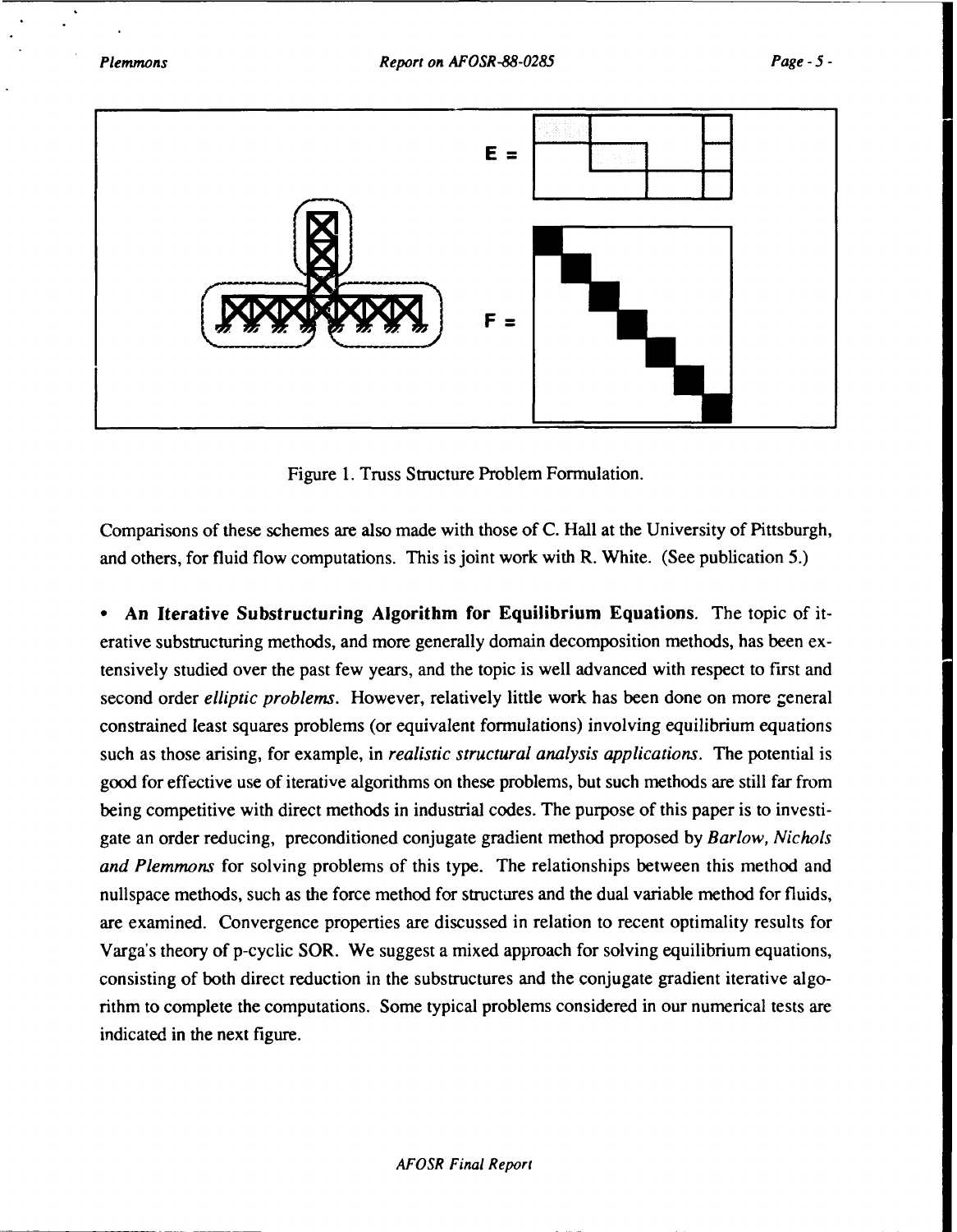E =

F =

Figure 1. Truss Structure Problem Formulation.

Comparisons of these schemes are also made with those of C. Hall at the University of Pittsburgh, and others, for fluid flow computations. This is joint work with R. White. (See publication 5.)

- **An Iterative Substructuring Algorithm for Equilibrium Equations**. The topic of iterative substructuring methods, and more generally domain decomposition methods, has been extensively studied over the past few years, and the topic is well advanced with respect to first and second order *elliptic problems*. However, relatively little work has been done on more general constrained least squares problems (or equivalent formulations) involving equilibrium equations such as those arising, for example, in *realistic structural analysis applications*. The potential is good for effective use of iterative algorithms on these problems, but such methods are still far from being competitive with direct methods in industrial codes. The purpose of this paper is to investigate an order reducing, preconditioned conjugate gradient method proposed by *Barlow, Nichols and Plemmons* for solving problems of this type. The relationships between this method and nullspace methods, such as the force method for structures and the dual variable method for fluids, are examined. Convergence properties are discussed in relation to recent optimality results for Varga's theory of p-cyclic SOR. We suggest a mixed approach for solving equilibrium equations, consisting of both direct reduction in the substructures and the conjugate gradient iterative algorithm to complete the computations. Some typical problems considered in our numerical tests are indicated in the next figure.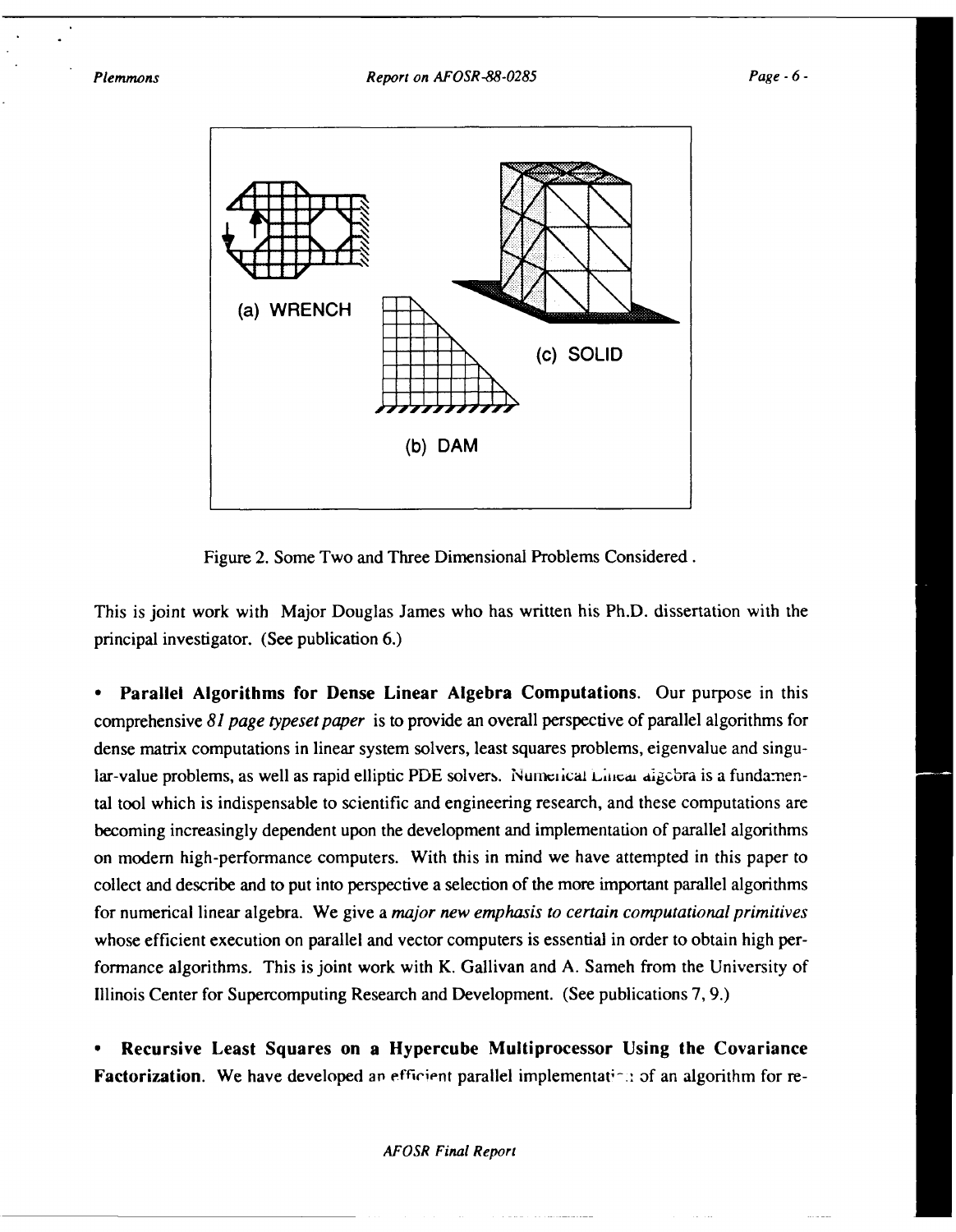Figure 2. Some Two and Three Dimensional Problems Considered .

This is joint work with Major Douglas James who has written his Ph.D. dissertation with the principal investigator. (See publication 6.)

- **Parallel Algorithms for Dense Linear Algebra Computations**. Our purpose in this comprehensive *81 page typeset paper* is to provide an overall perspective of parallel algorithms for dense matrix computations in linear system solvers, least squares problems, eigenvalue and singular-value problems, as well as rapid elliptic PDE solvers. Numerical Linear algebra is a fundamental tool which is indispensable to scientific and engineering research, and these computations are becoming increasingly dependent upon the development and implementation of parallel algorithms on modern high-performance computers. With this in mind we have attempted in this paper to collect and describe and to put into perspective a selection of the more important parallel algorithms for numerical linear algebra. We give a *major new emphasis to certain computational primitives* whose efficient execution on parallel and vector computers is essential in order to obtain high performance algorithms. This is joint work with K. Gallivan and A. Sameh from the University of Illinois Center for Supercomputing Research and Development. (See publications 7, 9.)

- **Recursive Least Squares on a Hypercube Multiprocessor Using the Covariance Factorization**. We have developed an efficient parallel implementation of an algorithm for re-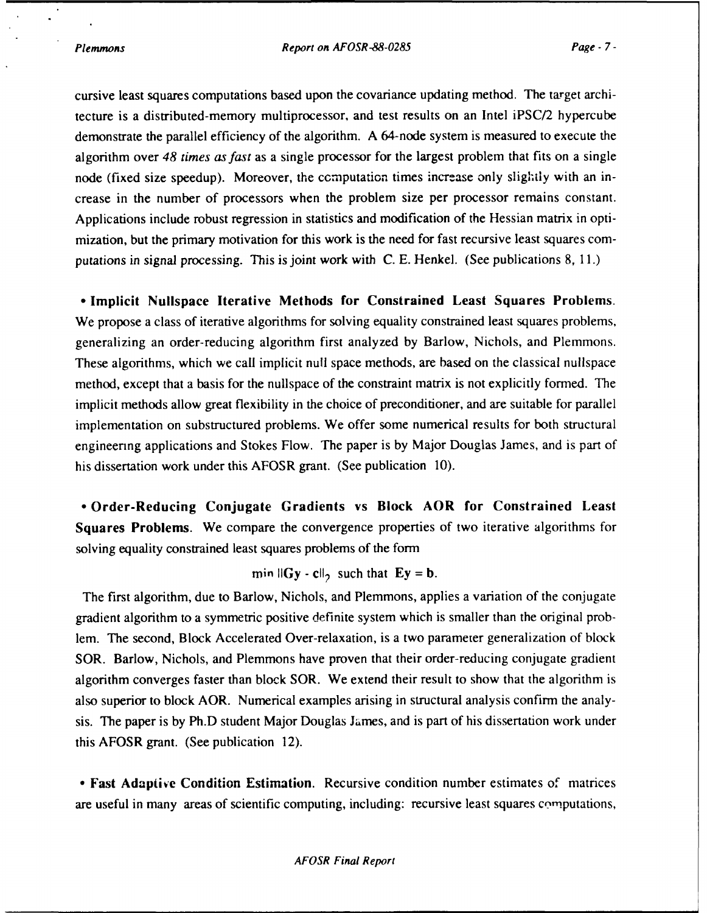cursive least squares computations based upon the covariance updating method. The target architecture is a distributed-memory multiprocessor, and test results on an Intel iPSC/2 hypercube demonstrate the parallel efficiency of the algorithm. A 64-node system is measured to execute the algorithm over *48 times as fast* as a single processor for the largest problem that fits on a single node (fixed size speedup). Moreover, the computation times increase only slightly with an increase in the number of processors when the problem size per processor remains constant. Applications include robust regression in statistics and modification of the Hessian matrix in optimization, but the primary motivation for this work is the need for fast recursive least squares computations in signal processing. This is joint work with C. E. Henkel. (See publications 8, 11.)

• **Implicit Nullspace Iterative Methods for Constrained Least Squares Problems.** We propose a class of iterative algorithms for solving equality constrained least squares problems, generalizing an order-reducing algorithm first analyzed by Barlow, Nichols, and Plemmons. These algorithms, which we call implicit null space methods, are based on the classical nullspace method, except that a basis for the nullspace of the constraint matrix is not explicitly formed. The implicit methods allow great flexibility in the choice of preconditioner, and are suitable for parallel implementation on substructured problems. We offer some numerical results for both structural engineering applications and Stokes Flow. The paper is by Major Douglas James, and is part of his dissertation work under this AFOSR grant. (See publication 10).

• **Order-Reducing Conjugate Gradients vs Block AOR for Constrained Least Squares Problems.** We compare the convergence properties of two iterative algorithms for solving equality constrained least squares problems of the form

$$\min \|\mathbf{G}\mathbf{y} - \mathbf{c}\|_2 \text{ such that } \mathbf{E}\mathbf{y} = \mathbf{b}.$$

The first algorithm, due to Barlow, Nichols, and Plemmons, applies a variation of the conjugate gradient algorithm to a symmetric positive definite system which is smaller than the original problem. The second, Block Accelerated Over-relaxation, is a two parameter generalization of block SOR. Barlow, Nichols, and Plemmons have proven that their order-reducing conjugate gradient algorithm converges faster than block SOR. We extend their result to show that the algorithm is also superior to block AOR. Numerical examples arising in structural analysis confirm the analysis. The paper is by Ph.D student Major Douglas James, and is part of his dissertation work under this AFOSR grant. (See publication 12).

• **Fast Adaptive Condition Estimation.** Recursive condition number estimates of matrices are useful in many areas of scientific computing, including: recursive least squares computations,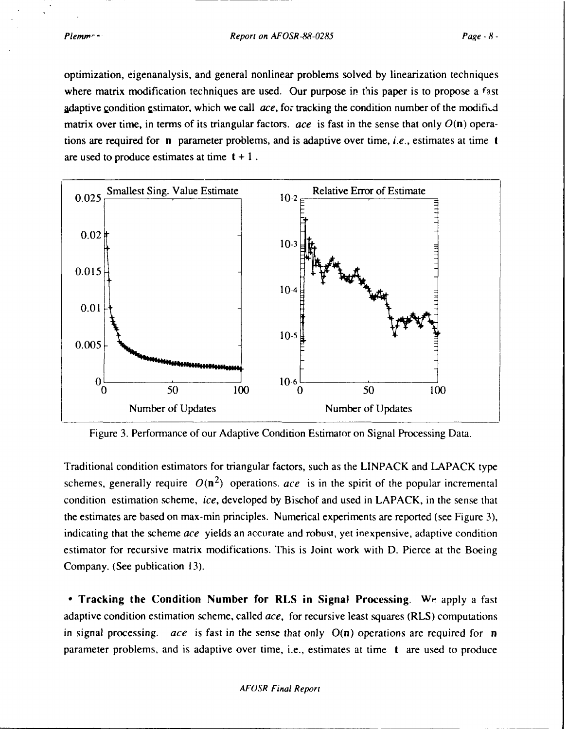optimization, eigenanalysis, and general nonlinear problems solved by linearization techniques where matrix modification techniques are used. Our purpose in this paper is to propose a fast adaptive condition estimator, which we call *ace*, for tracking the condition number of the modified matrix over time, in terms of its triangular factors. *ace* is fast in the sense that only $O(\mathbf{n})$ operations are required for $\mathbf{n}$ parameter problems, and is adaptive over time, *i.e.*, estimates at time $\mathbf{t}$ are used to produce estimates at time $\mathbf{t} + 1$.

Figure 3. Performance of our Adaptive Condition Estimator on Signal Processing Data.

Traditional condition estimators for triangular factors, such as the LINPACK and LAPACK type schemes, generally require $O(\mathbf{n}^2)$ operations. *ace* is in the spirit of the popular incremental condition estimation scheme, *ice*, developed by Bischof and used in LAPACK, in the sense that the estimates are based on max-min principles. Numerical experiments are reported (see Figure 3), indicating that the scheme *ace* yields an accurate and robust, yet inexpensive, adaptive condition estimator for recursive matrix modifications. This is Joint work with D. Pierce at the Boeing Company. (See publication 13).

- **Tracking the Condition Number for RLS in Signal Processing**. We apply a fast adaptive condition estimation scheme, called *ace*, for recursive least squares (RLS) computations in signal processing. *ace* is fast in the sense that only $O(\mathbf{n})$ operations are required for $\mathbf{n}$ parameter problems, and is adaptive over time, i.e., estimates at time $\mathbf{t}$ are used to produce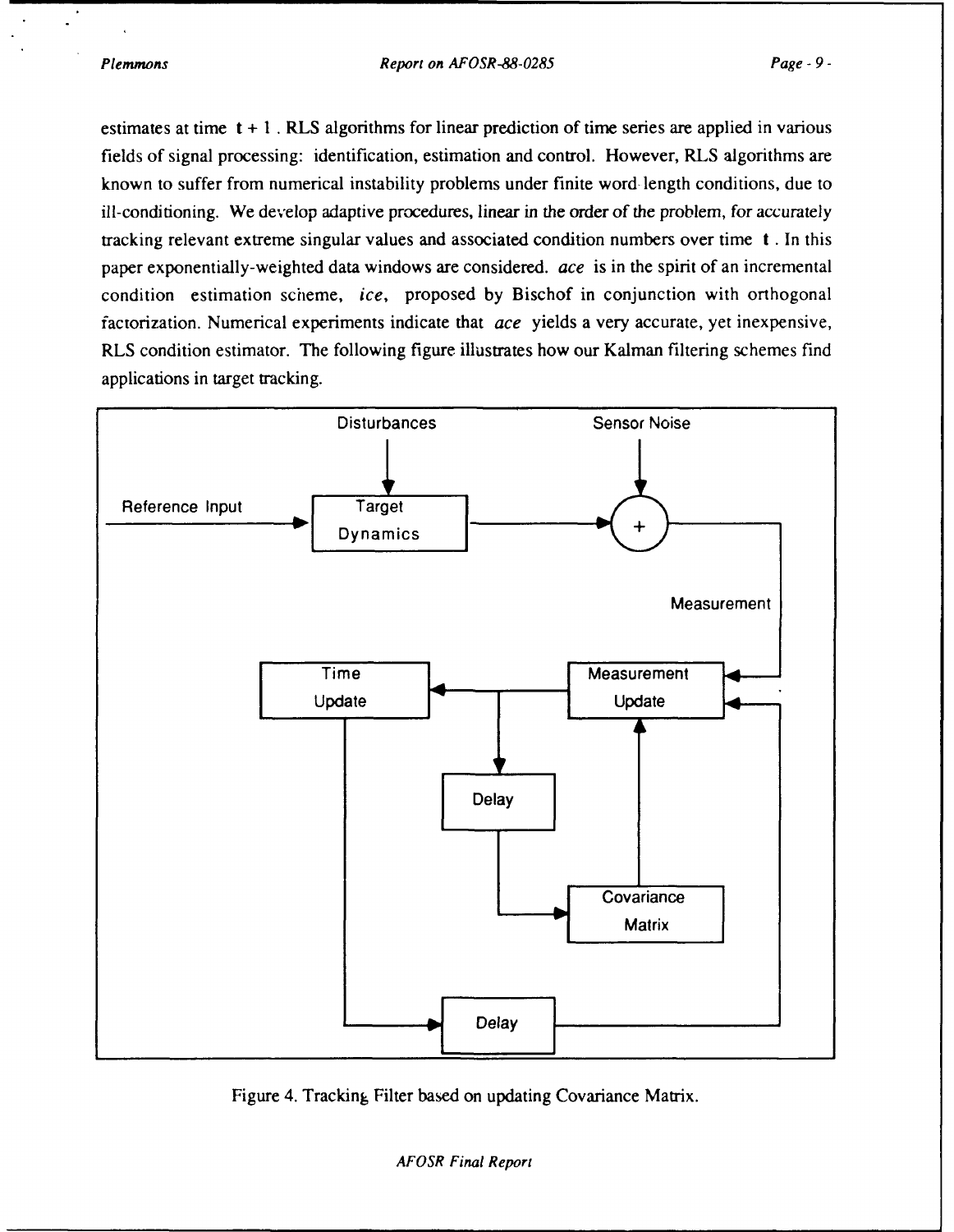estimates at time $t + 1$. RLS algorithms for linear prediction of time series are applied in various fields of signal processing: identification, estimation and control. However, RLS algorithms are known to suffer from numerical instability problems under finite word-length conditions, due to ill-conditioning. We develop adaptive procedures, linear in the order of the problem, for accurately tracking relevant extreme singular values and associated condition numbers over time $t$. In this paper exponentially-weighted data windows are considered. *ace* is in the spirit of an incremental condition estimation scheme, *ice*, proposed by Bischof in conjunction with orthogonal factorization. Numerical experiments indicate that *ace* yields a very accurate, yet inexpensive, RLS condition estimator. The following figure illustrates how our Kalman filtering schemes find applications in target tracking.

Figure 4. Tracking Filter based on updating Covariance Matrix.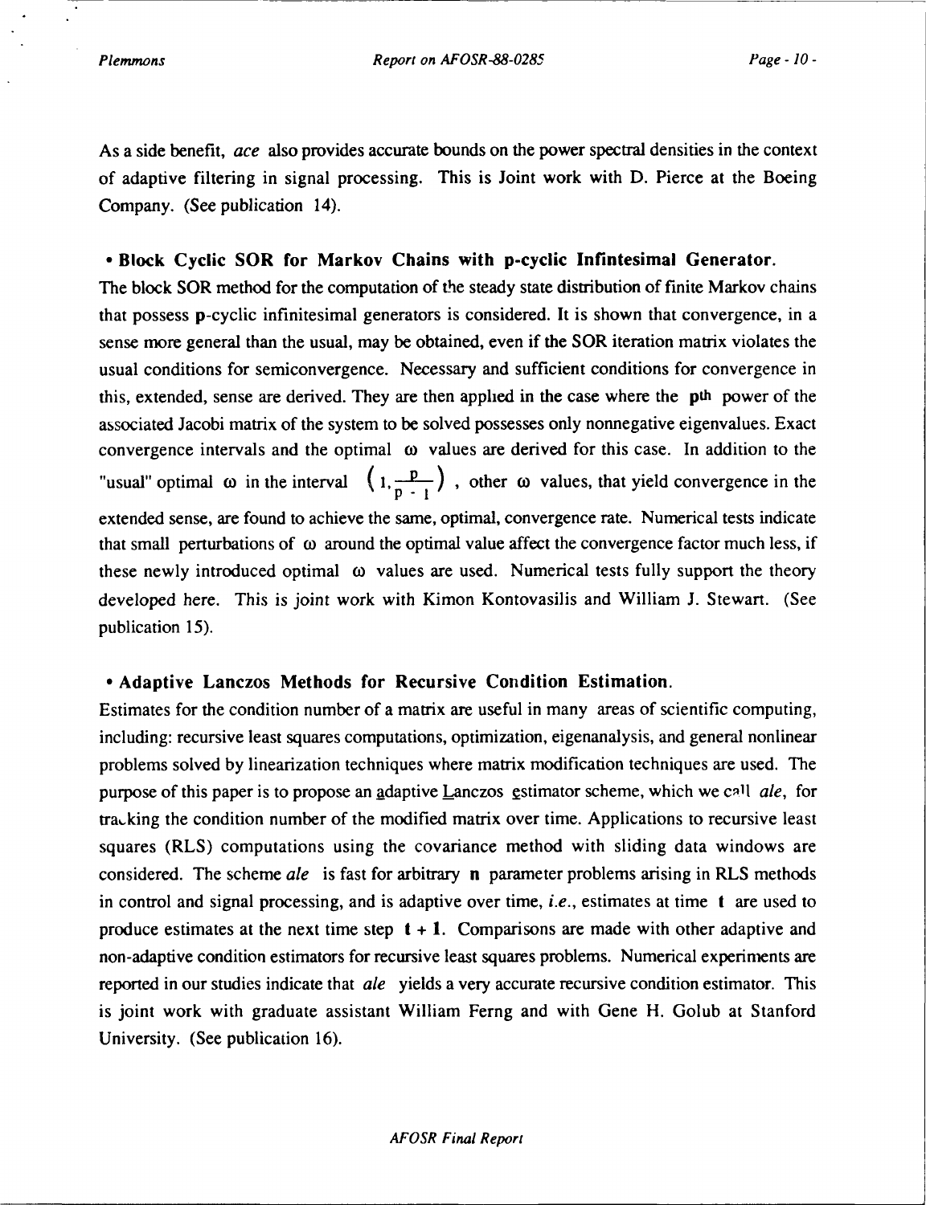As a side benefit, *ace* also provides accurate bounds on the power spectral densities in the context of adaptive filtering in signal processing. This is Joint work with D. Pierce at the Boeing Company. (See publication 14).

- **Block Cyclic SOR for Markov Chains with p-cyclic Infintesimal Generator.**

The block SOR method for the computation of the steady state distribution of finite Markov chains that possess **p**-cyclic infinitesimal generators is considered. It is shown that convergence, in a sense more general than the usual, may be obtained, even if the SOR iteration matrix violates the usual conditions for semiconvergence. Necessary and sufficient conditions for convergence in this, extended, sense are derived. They are then applied in the case where the **p**th power of the associated Jacobi matrix of the system to be solved possesses only nonnegative eigenvalues. Exact convergence intervals and the optimal $\omega$ values are derived for this case. In addition to the "usual" optimal $\omega$ in the interval $\left(1, \frac{p}{p-1}\right)$, other $\omega$ values, that yield convergence in the extended sense, are found to achieve the same, optimal, convergence rate. Numerical tests indicate that small perturbations of $\omega$ around the optimal value affect the convergence factor much less, if these newly introduced optimal $\omega$ values are used. Numerical tests fully support the theory developed here. This is joint work with Kimon Kontovasilis and William J. Stewart. (See publication 15).

- **Adaptive Lanczos Methods for Recursive Condition Estimation.**

Estimates for the condition number of a matrix are useful in many areas of scientific computing, including: recursive least squares computations, optimization, eigenanalysis, and general nonlinear problems solved by linearization techniques where matrix modification techniques are used. The purpose of this paper is to propose an adaptive Lanczos estimator scheme, which we call *ale*, for tracking the condition number of the modified matrix over time. Applications to recursive least squares (RLS) computations using the covariance method with sliding data windows are considered. The scheme *ale* is fast for arbitrary **n** parameter problems arising in RLS methods in control and signal processing, and is adaptive over time, *i.e.*, estimates at time **t** are used to produce estimates at the next time step **t + 1**. Comparisons are made with other adaptive and non-adaptive condition estimators for recursive least squares problems. Numerical experiments are reported in our studies indicate that *ale* yields a very accurate recursive condition estimator. This is joint work with graduate assistant William Ferng and with Gene H. Golub at Stanford University. (See publication 16).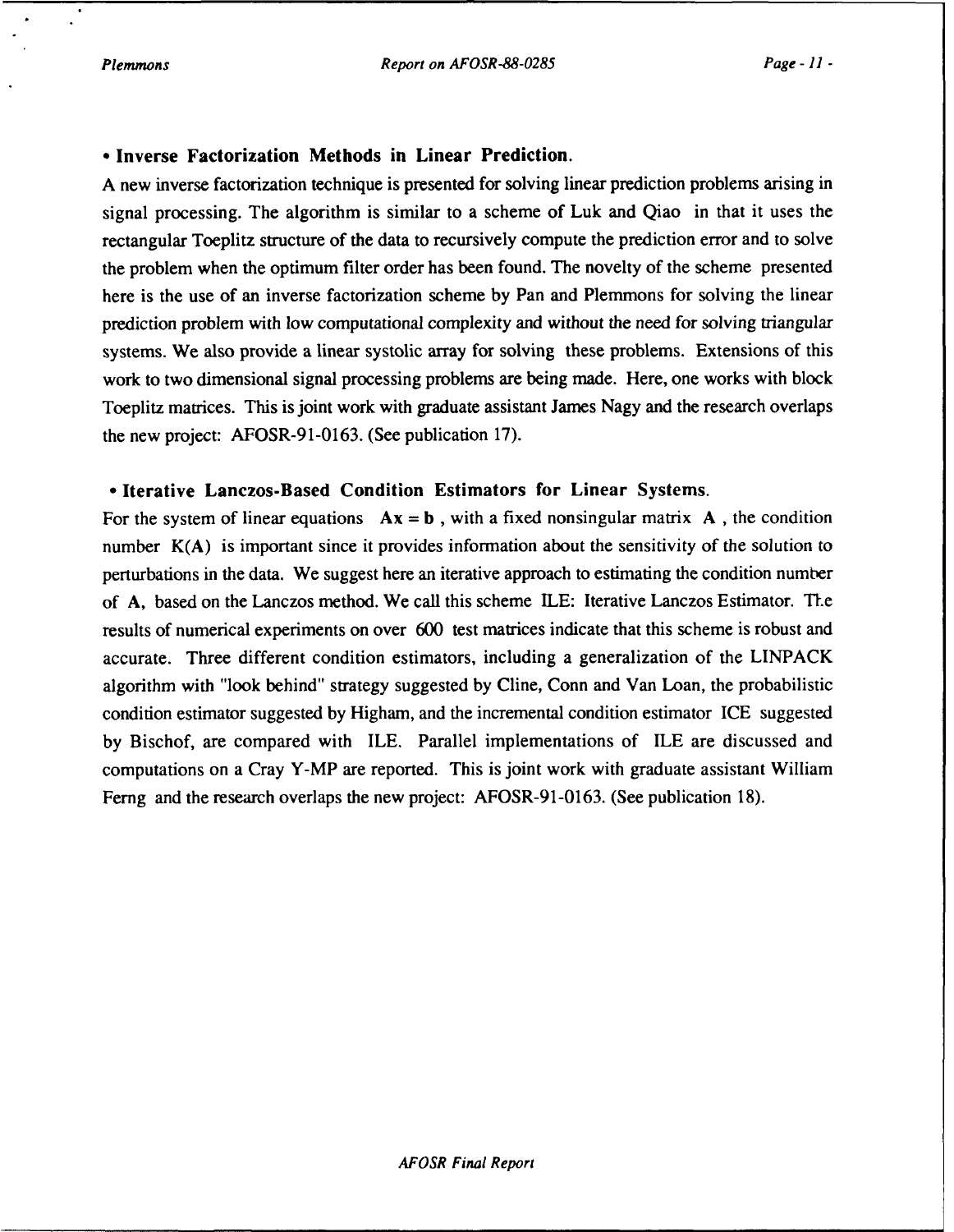**• Inverse Factorization Methods in Linear Prediction.**

A new inverse factorization technique is presented for solving linear prediction problems arising in signal processing. The algorithm is similar to a scheme of Luk and Qiao in that it uses the rectangular Toeplitz structure of the data to recursively compute the prediction error and to solve the problem when the optimum filter order has been found. The novelty of the scheme presented here is the use of an inverse factorization scheme by Pan and Plemmons for solving the linear prediction problem with low computational complexity and without the need for solving triangular systems. We also provide a linear systolic array for solving these problems. Extensions of this work to two dimensional signal processing problems are being made. Here, one works with block Toeplitz matrices. This is joint work with graduate assistant James Nagy and the research overlaps the new project: AFOSR-91-0163. (See publication 17).

**• Iterative Lanczos-Based Condition Estimators for Linear Systems.**

For the system of linear equations $\mathbf{Ax} = \mathbf{b}$, with a fixed nonsingular matrix $\mathbf{A}$, the condition number $K(\mathbf{A})$ is important since it provides information about the sensitivity of the solution to perturbations in the data. We suggest here an iterative approach to estimating the condition number of $\mathbf{A}$, based on the Lanczos method. We call this scheme ILE: Iterative Lanczos Estimator. The results of numerical experiments on over 600 test matrices indicate that this scheme is robust and accurate. Three different condition estimators, including a generalization of the LINPACK algorithm with "look behind" strategy suggested by Cline, Conn and Van Loan, the probabilistic condition estimator suggested by Higham, and the incremental condition estimator ICE suggested by Bischof, are compared with ILE. Parallel implementations of ILE are discussed and computations on a Cray Y-MP are reported. This is joint work with graduate assistant William Ferng and the research overlaps the new project: AFOSR-91-0163. (See publication 18).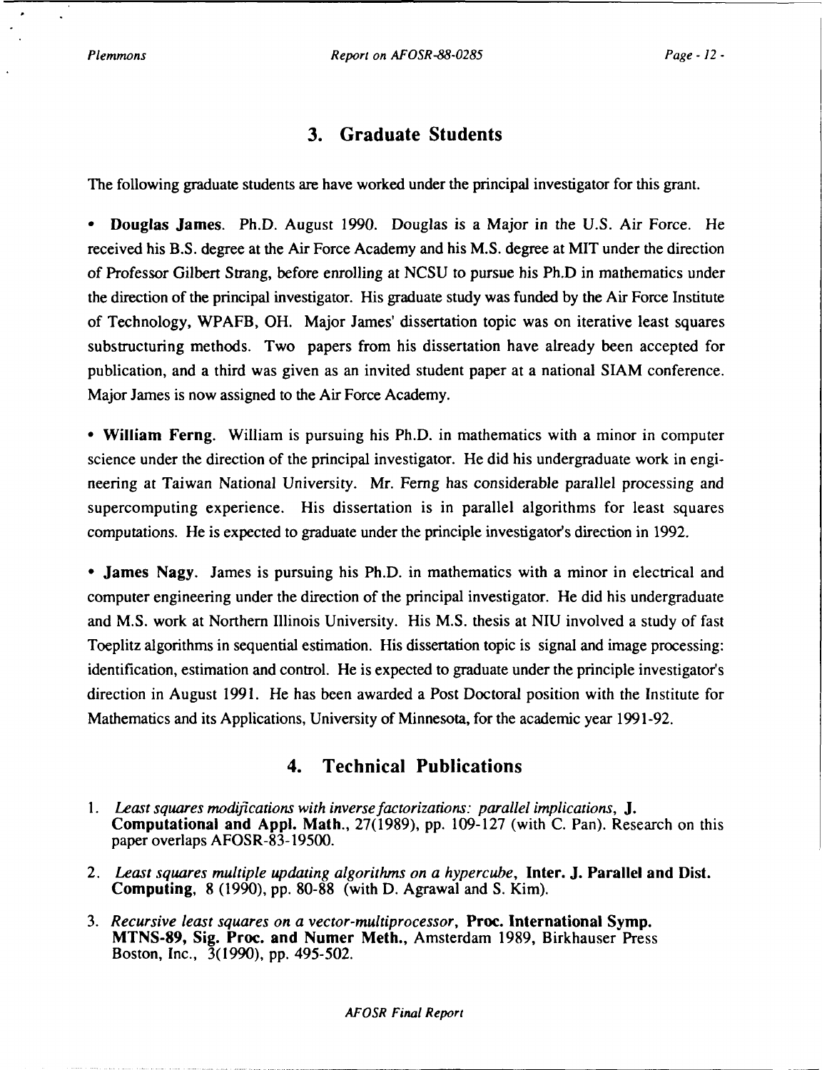## 3. Graduate Students

The following graduate students are have worked under the principal investigator for this grant.

- **Douglas James**. Ph.D. August 1990. Douglas is a Major in the U.S. Air Force. He received his B.S. degree at the Air Force Academy and his M.S. degree at MIT under the direction of Professor Gilbert Strang, before enrolling at NCSU to pursue his Ph.D in mathematics under the direction of the principal investigator. His graduate study was funded by the Air Force Institute of Technology, WPAFB, OH. Major James' dissertation topic was on iterative least squares substructuring methods. Two papers from his dissertation have already been accepted for publication, and a third was given as an invited student paper at a national SIAM conference. Major James is now assigned to the Air Force Academy.

- **William Ferng**. William is pursuing his Ph.D. in mathematics with a minor in computer science under the direction of the principal investigator. He did his undergraduate work in engineering at Taiwan National University. Mr. Ferng has considerable parallel processing and supercomputing experience. His dissertation is in parallel algorithms for least squares computations. He is expected to graduate under the principle investigator's direction in 1992.

- **James Nagy**. James is pursuing his Ph.D. in mathematics with a minor in electrical and computer engineering under the direction of the principal investigator. He did his undergraduate and M.S. work at Northern Illinois University. His M.S. thesis at NIU involved a study of fast Toeplitz algorithms in sequential estimation. His dissertation topic is signal and image processing: identification, estimation and control. He is expected to graduate under the principle investigator's direction in August 1991. He has been awarded a Post Doctoral position with the Institute for Mathematics and its Applications, University of Minnesota, for the academic year 1991-92.

## 4. Technical Publications

1. *Least squares modifications with inverse factorizations: parallel implications*, **J. Computational and Appl. Math.**, 27(1989), pp. 109-127 (with C. Pan). Research on this paper overlaps AFOSR-83-19500.
2. *Least squares multiple updating algorithms on a hypercube*, **Inter. J. Parallel and Dist. Computing**, 8 (1990), pp. 80-88 (with D. Agrawal and S. Kim).
3. *Recursive least squares on a vector-multiprocessor*, **Proc. International Symp. MTNS-89, Sig. Proc. and Numer Meth.**, Amsterdam 1989, Birkhauser Press Boston, Inc., 3(1990), pp. 495-502.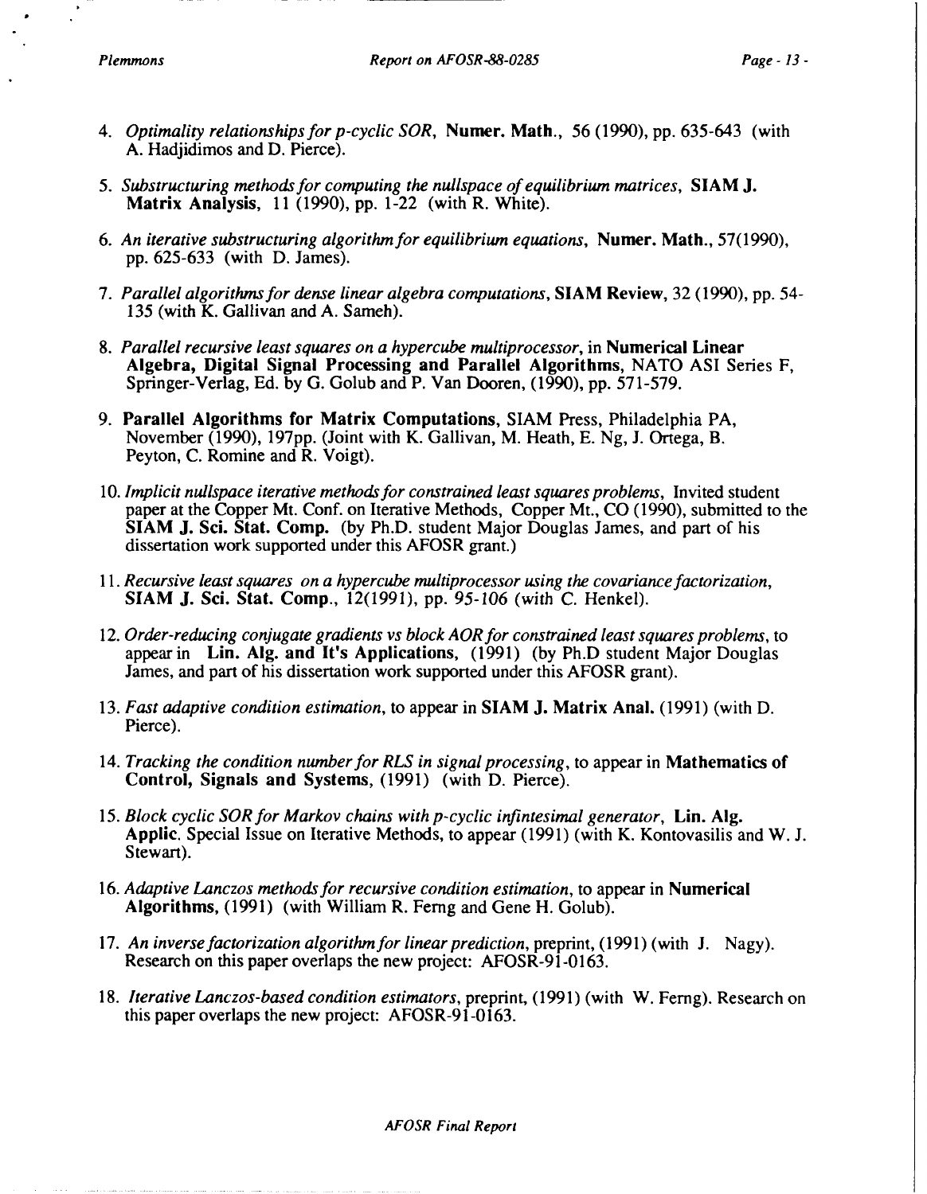4. *Optimality relationships for p-cyclic SOR*, **Numer. Math.**, 56 (1990), pp. 635-643 (with A. Hadjidimos and D. Pierce).

5. *Substructuring methods for computing the nullspace of equilibrium matrices*, **SIAM J. Matrix Analysis**, 11 (1990), pp. 1-22 (with R. White).

6. *An iterative substructuring algorithm for equilibrium equations*, **Numer. Math.**, 57(1990), pp. 625-633 (with D. James).

7. *Parallel algorithms for dense linear algebra computations*, **SIAM Review**, 32 (1990), pp. 54-135 (with K. Gallivan and A. Sameh).

8. *Parallel recursive least squares on a hypercube multiprocessor*, in **Numerical Linear Algebra, Digital Signal Processing and Parallel Algorithms**, NATO ASI Series F, Springer-Verlag, Ed. by G. Golub and P. Van Dooren, (1990), pp. 571-579.

9. **Parallel Algorithms for Matrix Computations**, SIAM Press, Philadelphia PA, November (1990), 197pp. (Joint with K. Gallivan, M. Heath, E. Ng, J. Ortega, B. Peyton, C. Romine and R. Voigt).

10. *Implicit nullspace iterative methods for constrained least squares problems*, Invited student paper at the Copper Mt. Conf. on Iterative Methods, Copper Mt., CO (1990), submitted to the **SIAM J. Sci. Stat. Comp.** (by Ph.D. student Major Douglas James, and part of his dissertation work supported under this AFOSR grant.)

11. *Recursive least squares on a hypercube multiprocessor using the covariance factorization*, **SIAM J. Sci. Stat. Comp.**, 12(1991), pp. 95-106 (with C. Henkel).

12. *Order-reducing conjugate gradients vs block AOR for constrained least squares problems*, to appear in **Lin. Alg. and It's Applications**, (1991) (by Ph.D student Major Douglas James, and part of his dissertation work supported under this AFOSR grant).

13. *Fast adaptive condition estimation*, to appear in **SIAM J. Matrix Anal.** (1991) (with D. Pierce).

14. *Tracking the condition number for RLS in signal processing*, to appear in **Mathematics of Control, Signals and Systems**, (1991) (with D. Pierce).

15. *Block cyclic SOR for Markov chains with p-cyclic infintesimal generator*, **Lin. Alg. Applic**. Special Issue on Iterative Methods, to appear (1991) (with K. Kontovasilis and W. J. Stewart).

16. *Adaptive Lanczos methods for recursive condition estimation*, to appear in **Numerical Algorithms**, (1991) (with William R. Ferng and Gene H. Golub).

17. *An inverse factorization algorithm for linear prediction*, preprint, (1991) (with J. Nagy). Research on this paper overlaps the new project: AFOSR-91-0163.

18. *Iterative Lanczos-based condition estimators*, preprint, (1991) (with W. Ferng). Research on this paper overlaps the new project: AFOSR-91-0163.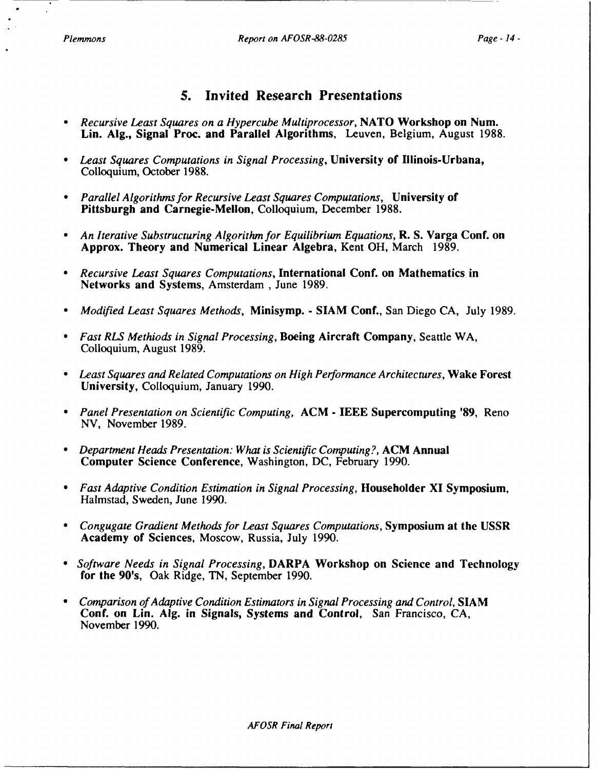## 5. Invited Research Presentations

- *Recursive Least Squares on a Hypercube Multiprocessor*, **NATO Workshop on Num. Lin. Alg., Signal Proc. and Parallel Algorithms**, Leuven, Belgium, August 1988.

- *Least Squares Computations in Signal Processing*, **University of Illinois-Urbana,** Colloquium, October 1988.

- *Parallel Algorithms for Recursive Least Squares Computations*, **University of Pittsburgh and Carnegie-Mellon**, Colloquium, December 1988.

- *An Iterative Substructuring Algorithm for Equilibrium Equations*, **R. S. Varga Conf. on Approx. Theory and Numerical Linear Algebra**, Kent OH, March 1989.

- *Recursive Least Squares Computations*, **International Conf. on Mathematics in Networks and Systems**, Amsterdam , June 1989.

- *Modified Least Squares Methods*, **Minisymp. - SIAM Conf.**, San Diego CA, July 1989.

- *Fast RLS Methiods in Signal Processing*, **Boeing Aircraft Company**, Seattle WA, Colloquium, August 1989.

- *Least Squares and Related Computations on High Performance Architectures*, **Wake Forest University**, Colloquium, January 1990.

- *Panel Presentation on Scientific Computing,* **ACM - IEEE Supercomputing '89**, Reno NV, November 1989.

- *Department Heads Presentation: What is Scientific Computing?,* **ACM Annual Computer Science Conference**, Washington, DC, February 1990.

- *Fast Adaptive Condition Estimation in Signal Processing,* **Householder XI Symposium**, Halmstad, Sweden, June 1990.

- *Congugate Gradient Methods for Least Squares Computations*, **Symposium at the USSR Academy of Sciences**, Moscow, Russia, July 1990.

- *Software Needs in Signal Processing*, **DARPA Workshop on Science and Technology for the 90's**, Oak Ridge, TN, September 1990.

- *Comparison of Adaptive Condition Estimators in Signal Processing and Control*, **SIAM Conf. on Lin. Alg. in Signals, Systems and Control**, San Francisco, CA, November 1990.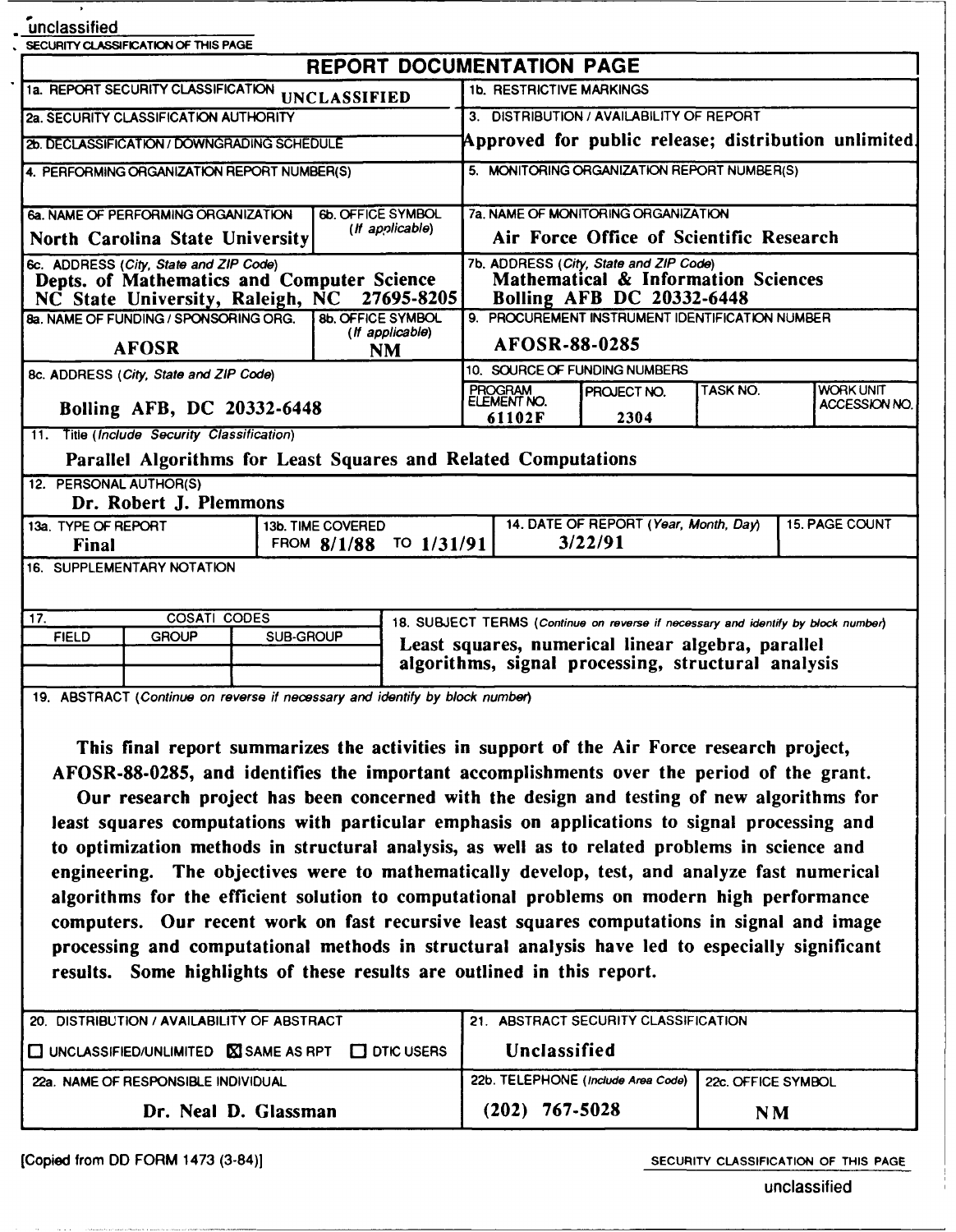unclassified

SECURITY CLASSIFICATION OF THIS PAGE

# REPORT DOCUMENTATION PAGE

| | |
|---|---|
| 1a. REPORT SECURITY CLASSIFICATION UNCLASSIFIED | 1b. RESTRICTIVE MARKINGS |
| 2a. SECURITY CLASSIFICATION AUTHORITY | 3. DISTRIBUTION / AVAILABILITY OF REPORT |
| 2b. DECLASSIFICATION / DOWNGRADING SCHEDULE | Approved for public release; distribution unlimited. |
| 4. PERFORMING ORGANIZATION REPORT NUMBER(S) | 5. MONITORING ORGANIZATION REPORT NUMBER(S) |
| 6a. NAME OF PERFORMING ORGANIZATION: North Carolina State University; 6b. OFFICE SYMBOL (If applicable) | 7a. NAME OF MONITORING ORGANIZATION: Air Force Office of Scientific Research |
| 6c. ADDRESS (City, State and ZIP Code): Depts. of Mathematics and Computer Science, NC State University, Raleigh, NC 27695-8205 | 7b. ADDRESS (City, State and ZIP Code): Mathematical & Information Sciences, Bolling AFB DC 20332-6448 |
| 8a. NAME OF FUNDING / SPONSORING ORG.: AFOSR; 8b. OFFICE SYMBOL (If applicable): NM | 9. PROCUREMENT INSTRUMENT IDENTIFICATION NUMBER: AFOSR-88-0285 |
| 8c. ADDRESS (City, State and ZIP Code): Bolling AFB, DC 20332-6448 | 10. SOURCE OF FUNDING NUMBERS |

| PROGRAM ELEMENT NO. | PROJECT NO. | TASK NO. | WORK UNIT ACCESSION NO. |
|---|---|---|---|
| 61102F | 2304 | | |

11. Title (Include Security Classification)

**Parallel Algorithms for Least Squares and Related Computations**

12. PERSONAL AUTHOR(S)

**Dr. Robert J. Plemmons**

| 13a. TYPE OF REPORT | 13b. TIME COVERED | 14. DATE OF REPORT (Year, Month, Day) | 15. PAGE COUNT |
|---|---|---|---|
| Final | FROM 8/1/88 TO 1/31/91 | 3/22/91 | |

16. SUPPLEMENTARY NOTATION

| 17. COSATI CODES | | |
|---|---|---|
| FIELD | GROUP | SUB-GROUP |
| | | |
| | | |

18. SUBJECT TERMS (Continue on reverse if necessary and identify by block number)

Least squares, numerical linear algebra, parallel algorithms, signal processing, structural analysis

19. ABSTRACT (Continue on reverse if necessary and identify by block number)

This final report summarizes the activities in support of the Air Force research project, AFOSR-88-0285, and identifies the important accomplishments over the period of the grant.

Our research project has been concerned with the design and testing of new algorithms for least squares computations with particular emphasis on applications to signal processing and to optimization methods in structural analysis, as well as to related problems in science and engineering. The objectives were to mathematically develop, test, and analyze fast numerical algorithms for the efficient solution to computational problems on modern high performance computers. Our recent work on fast recursive least squares computations in signal and image processing and computational methods in structural analysis have led to especially significant results. Some highlights of these results are outlined in this report.

| | |
|---|---|
| 20. DISTRIBUTION / AVAILABILITY OF ABSTRACT: ☐ UNCLASSIFIED/UNLIMITED ☒ SAME AS RPT ☐ DTIC USERS | 21. ABSTRACT SECURITY CLASSIFICATION: Unclassified |

| 22a. NAME OF RESPONSIBLE INDIVIDUAL | 22b. TELEPHONE (Include Area Code) | 22c. OFFICE SYMBOL |
|---|---|---|
| Dr. Neal D. Glassman | (202) 767-5028 | NM |

[Copied from DD FORM 1473 (3-84)]

SECURITY CLASSIFICATION OF THIS PAGE

unclassified